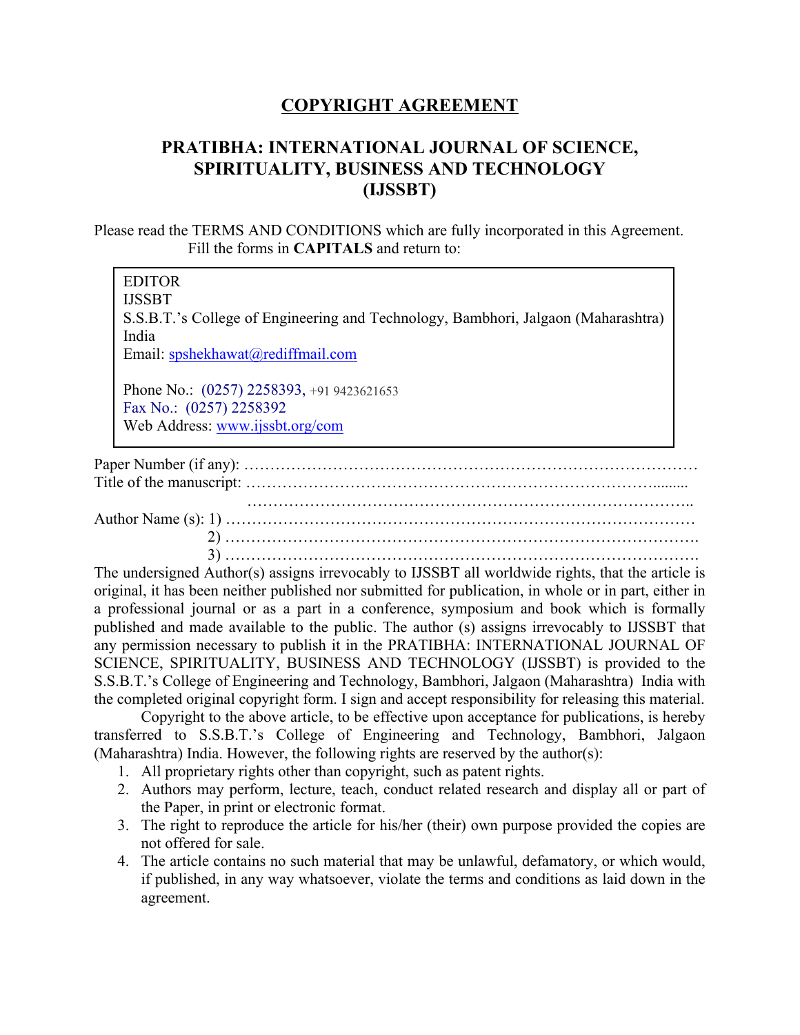# COPYRIGHT AGREEMENT

## PRATIBHA: INTERNATIONAL JOURNAL OF SCIENCE, SPIRITUALITY, BUSINESS AND TECHNOLOGY (IJSSBT)

Please read the TERMS AND CONDITIONS which are fully incorporated in this Agreement. Fill the forms in **CAPITALS** and return to:

> EDITOR
> IJSSBT
> S.S.B.T.'s College of Engineering and Technology, Bambhori, Jalgaon (Maharashtra) India
> Email: spshekhawat@rediffmail.com
>
> Phone No.: (0257) 2258393, +91 9423621653
> Fax No.: (0257) 2258392
> Web Address: www.ijssbt.org/com

Paper Number (if any): ……………………………………………………………………………

Title of the manuscript: ………………………………………………………………………........

……………………………………………………………………………..

Author Name (s): 1) ……………………………………………………………………………

2) …………………………………………………………………………….

3) …………………………………………………………………………….

The undersigned Author(s) assigns irrevocably to IJSSBT all worldwide rights, that the article is original, it has been neither published nor submitted for publication, in whole or in part, either in a professional journal or as a part in a conference, symposium and book which is formally published and made available to the public. The author (s) assigns irrevocably to IJSSBT that any permission necessary to publish it in the PRATIBHA: INTERNATIONAL JOURNAL OF SCIENCE, SPIRITUALITY, BUSINESS AND TECHNOLOGY (IJSSBT) is provided to the S.S.B.T.'s College of Engineering and Technology, Bambhori, Jalgaon (Maharashtra) India with the completed original copyright form. I sign and accept responsibility for releasing this material.

Copyright to the above article, to be effective upon acceptance for publications, is hereby transferred to S.S.B.T.'s College of Engineering and Technology, Bambhori, Jalgaon (Maharashtra) India. However, the following rights are reserved by the author(s):

1. All proprietary rights other than copyright, such as patent rights.
2. Authors may perform, lecture, teach, conduct related research and display all or part of the Paper, in print or electronic format.
3. The right to reproduce the article for his/her (their) own purpose provided the copies are not offered for sale.
4. The article contains no such material that may be unlawful, defamatory, or which would, if published, in any way whatsoever, violate the terms and conditions as laid down in the agreement.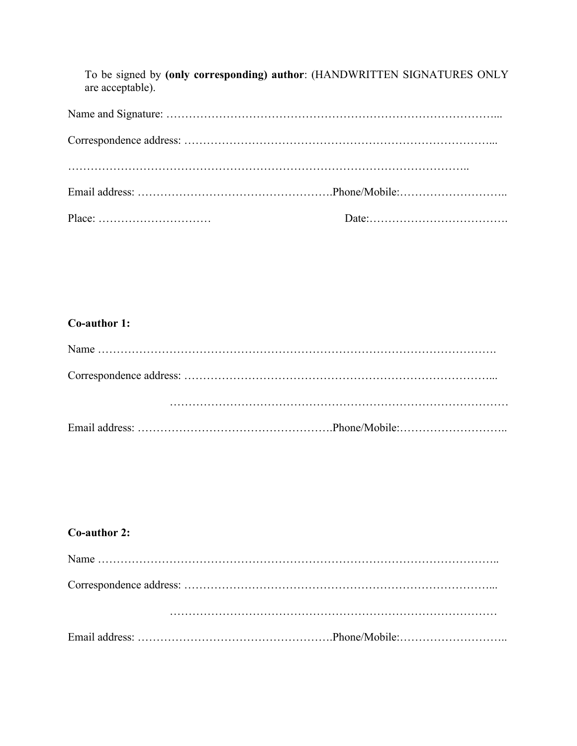To be signed by **(only corresponding) author**: (HANDWRITTEN SIGNATURES ONLY are acceptable).

Name and Signature: ………………………………………………………………………………...

Correspondence address: ………………………………………………………………………...

………………………………………………………………………………………………..

Email address: …………………………………………….Phone/Mobile:………………………..

Place: …………………………                                        Date:……………………………….

**Co-author 1:**

Name ………………………………………………………………………………………….

Correspondence address: ………………………………………………………………………...

………………………………………………………………………………

Email address: …………………………………………….Phone/Mobile:………………………..

**Co-author 2:**

Name …………………………………………………………………………………………..

Correspondence address: ………………………………………………………………………...

……………………………………………………………………………

Email address: …………………………………………….Phone/Mobile:………………………..